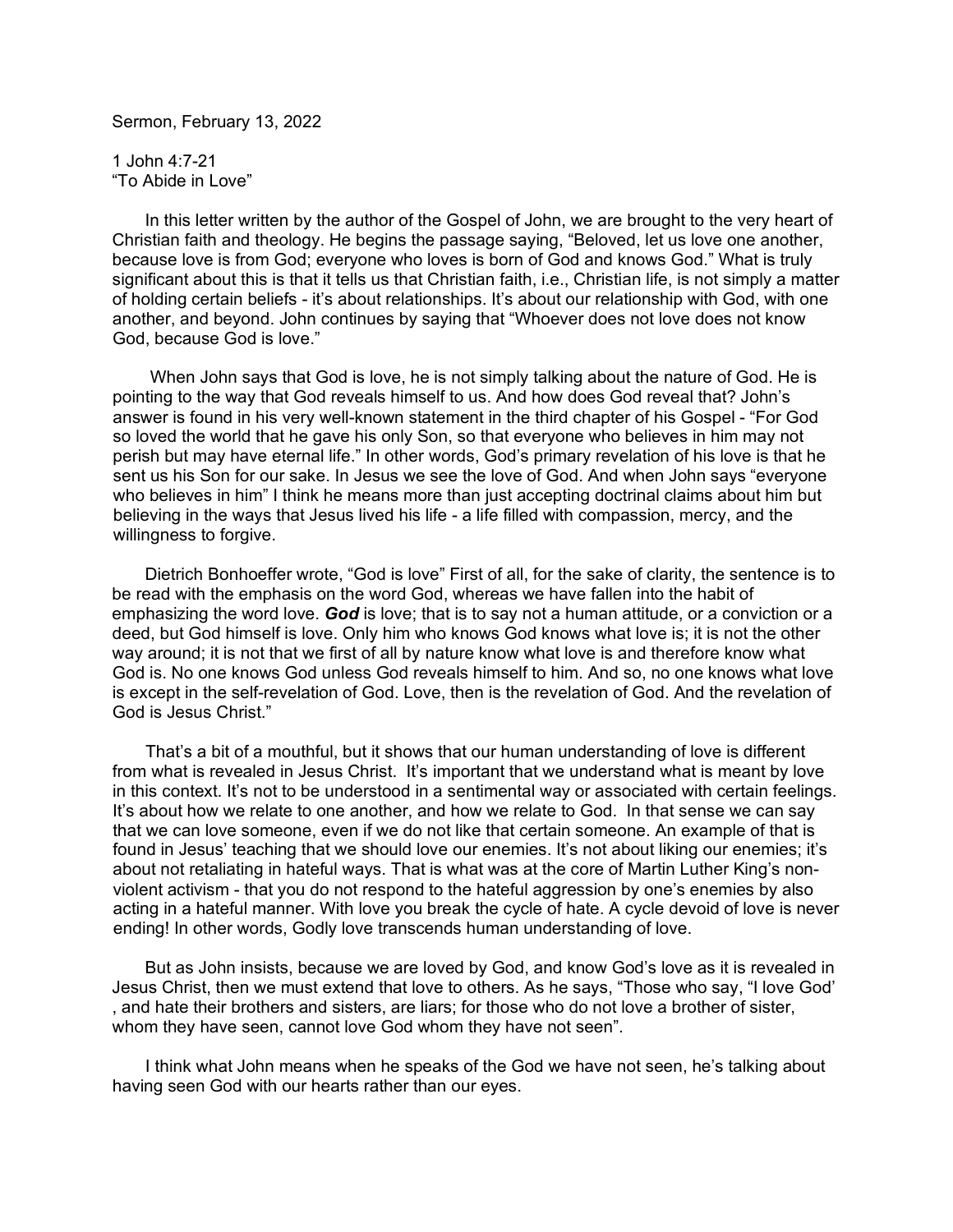Sermon, February 13, 2022

1 John 4:7-21
"To Abide in Love"

In this letter written by the author of the Gospel of John, we are brought to the very heart of Christian faith and theology. He begins the passage saying, "Beloved, let us love one another, because love is from God; everyone who loves is born of God and knows God." What is truly significant about this is that it tells us that Christian faith, i.e., Christian life, is not simply a matter of holding certain beliefs - it's about relationships. It's about our relationship with God, with one another, and beyond. John continues by saying that "Whoever does not love does not know God, because God is love."

When John says that God is love, he is not simply talking about the nature of God. He is pointing to the way that God reveals himself to us. And how does God reveal that? John's answer is found in his very well-known statement in the third chapter of his Gospel - "For God so loved the world that he gave his only Son, so that everyone who believes in him may not perish but may have eternal life." In other words, God's primary revelation of his love is that he sent us his Son for our sake. In Jesus we see the love of God. And when John says "everyone who believes in him" I think he means more than just accepting doctrinal claims about him but believing in the ways that Jesus lived his life - a life filled with compassion, mercy, and the willingness to forgive.

Dietrich Bonhoeffer wrote, "God is love" First of all, for the sake of clarity, the sentence is to be read with the emphasis on the word God, whereas we have fallen into the habit of emphasizing the word love. ***God*** is love; that is to say not a human attitude, or a conviction or a deed, but God himself is love. Only him who knows God knows what love is; it is not the other way around; it is not that we first of all by nature know what love is and therefore know what God is. No one knows God unless God reveals himself to him. And so, no one knows what love is except in the self-revelation of God. Love, then is the revelation of God. And the revelation of God is Jesus Christ."

That's a bit of a mouthful, but it shows that our human understanding of love is different from what is revealed in Jesus Christ. It's important that we understand what is meant by love in this context. It's not to be understood in a sentimental way or associated with certain feelings. It's about how we relate to one another, and how we relate to God. In that sense we can say that we can love someone, even if we do not like that certain someone. An example of that is found in Jesus' teaching that we should love our enemies. It's not about liking our enemies; it's about not retaliating in hateful ways. That is what was at the core of Martin Luther King's non-violent activism - that you do not respond to the hateful aggression by one's enemies by also acting in a hateful manner. With love you break the cycle of hate. A cycle devoid of love is never ending! In other words, Godly love transcends human understanding of love.

But as John insists, because we are loved by God, and know God's love as it is revealed in Jesus Christ, then we must extend that love to others. As he says, "Those who say, "I love God' , and hate their brothers and sisters, are liars; for those who do not love a brother of sister, whom they have seen, cannot love God whom they have not seen".

I think what John means when he speaks of the God we have not seen, he's talking about having seen God with our hearts rather than our eyes.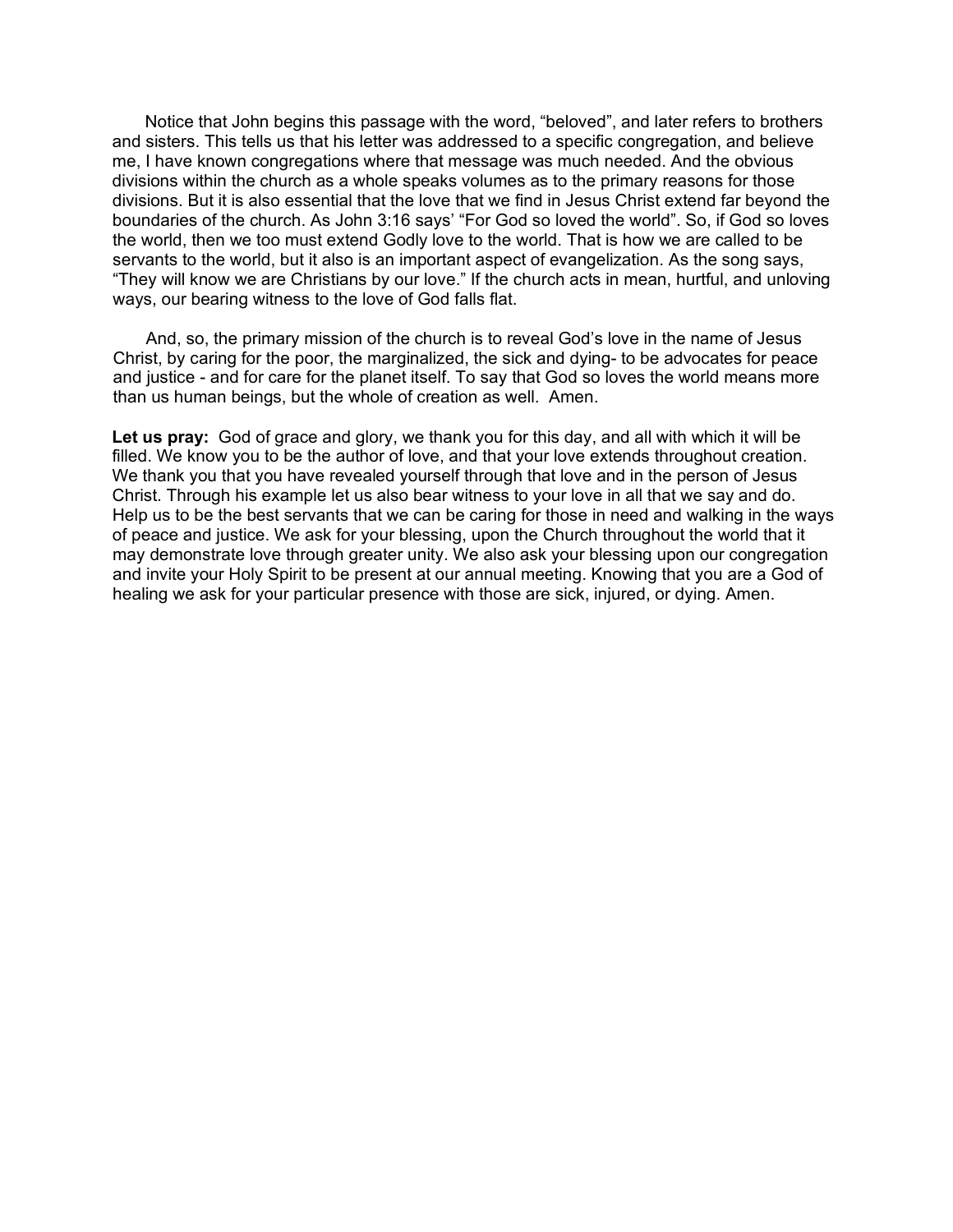Notice that John begins this passage with the word, "beloved", and later refers to brothers and sisters. This tells us that his letter was addressed to a specific congregation, and believe me, I have known congregations where that message was much needed. And the obvious divisions within the church as a whole speaks volumes as to the primary reasons for those divisions. But it is also essential that the love that we find in Jesus Christ extend far beyond the boundaries of the church. As John 3:16 says' "For God so loved the world". So, if God so loves the world, then we too must extend Godly love to the world. That is how we are called to be servants to the world, but it also is an important aspect of evangelization. As the song says, "They will know we are Christians by our love." If the church acts in mean, hurtful, and unloving ways, our bearing witness to the love of God falls flat.

And, so, the primary mission of the church is to reveal God's love in the name of Jesus Christ, by caring for the poor, the marginalized, the sick and dying- to be advocates for peace and justice - and for care for the planet itself. To say that God so loves the world means more than us human beings, but the whole of creation as well. Amen.

**Let us pray:** God of grace and glory, we thank you for this day, and all with which it will be filled. We know you to be the author of love, and that your love extends throughout creation. We thank you that you have revealed yourself through that love and in the person of Jesus Christ. Through his example let us also bear witness to your love in all that we say and do. Help us to be the best servants that we can be caring for those in need and walking in the ways of peace and justice. We ask for your blessing, upon the Church throughout the world that it may demonstrate love through greater unity. We also ask your blessing upon our congregation and invite your Holy Spirit to be present at our annual meeting. Knowing that you are a God of healing we ask for your particular presence with those are sick, injured, or dying. Amen.